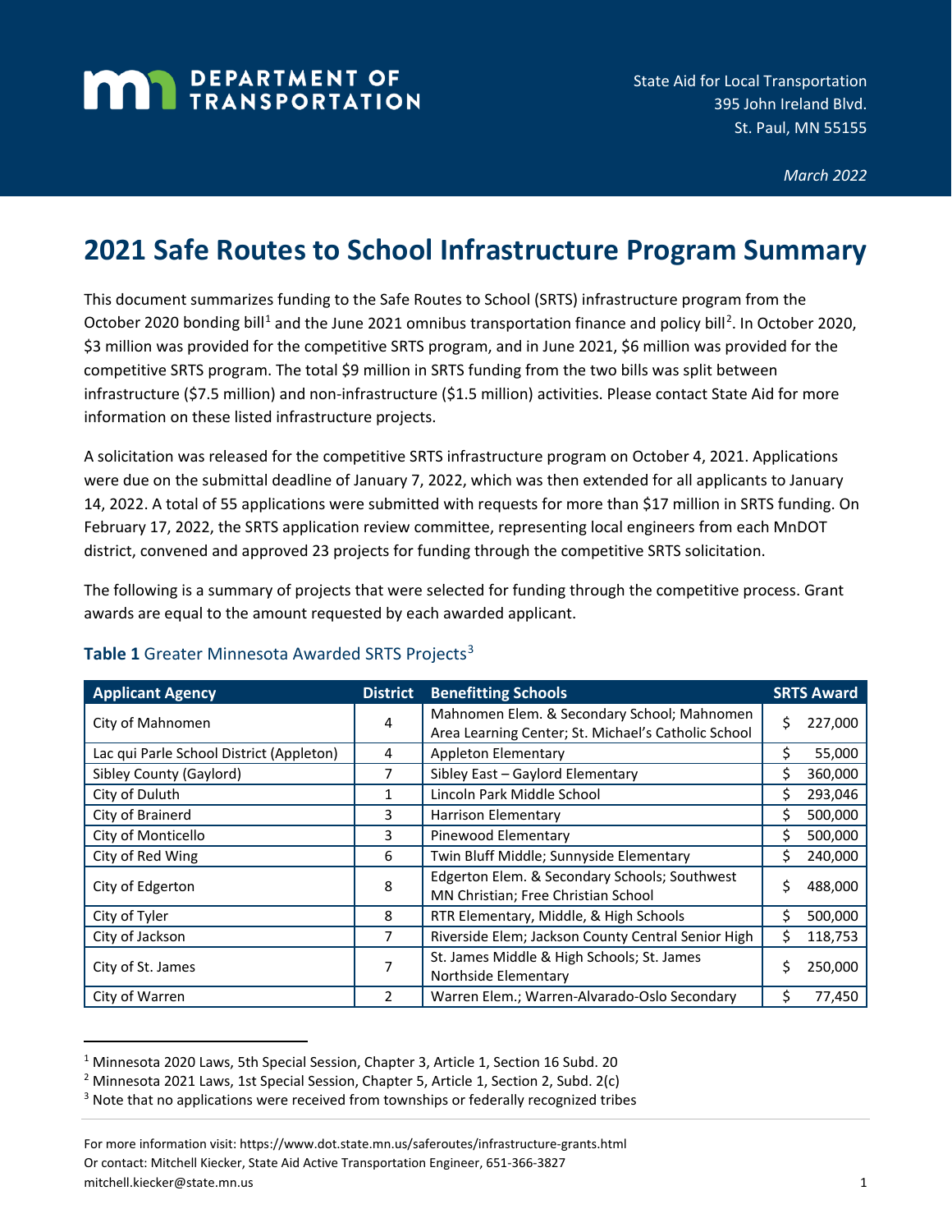DEPARTMENT OF TRANSPORTATION

State Aid for Local Transportation
395 John Ireland Blvd.
St. Paul, MN 55155

*March 2022*

# 2021 Safe Routes to School Infrastructure Program Summary

This document summarizes funding to the Safe Routes to School (SRTS) infrastructure program from the October 2020 bonding bill[1] and the June 2021 omnibus transportation finance and policy bill[2]. In October 2020, $3 million was provided for the competitive SRTS program, and in June 2021, $6 million was provided for the competitive SRTS program. The total $9 million in SRTS funding from the two bills was split between infrastructure ($7.5 million) and non-infrastructure ($1.5 million) activities. Please contact State Aid for more information on these listed infrastructure projects.

A solicitation was released for the competitive SRTS infrastructure program on October 4, 2021. Applications were due on the submittal deadline of January 7, 2022, which was then extended for all applicants to January 14, 2022. A total of 55 applications were submitted with requests for more than $17 million in SRTS funding. On February 17, 2022, the SRTS application review committee, representing local engineers from each MnDOT district, convened and approved 23 projects for funding through the competitive SRTS solicitation.

The following is a summary of projects that were selected for funding through the competitive process. Grant awards are equal to the amount requested by each awarded applicant.

**Table 1** Greater Minnesota Awarded SRTS Projects[3]

| Applicant Agency | District | Benefitting Schools | SRTS Award |
|---|---|---|---|
| City of Mahnomen | 4 | Mahnomen Elem. & Secondary School; Mahnomen Area Learning Center; St. Michael's Catholic School | $ 227,000 |
| Lac qui Parle School District (Appleton) | 4 | Appleton Elementary | $ 55,000 |
| Sibley County (Gaylord) | 7 | Sibley East – Gaylord Elementary | $ 360,000 |
| City of Duluth | 1 | Lincoln Park Middle School | $ 293,046 |
| City of Brainerd | 3 | Harrison Elementary | $ 500,000 |
| City of Monticello | 3 | Pinewood Elementary | $ 500,000 |
| City of Red Wing | 6 | Twin Bluff Middle; Sunnyside Elementary | $ 240,000 |
| City of Edgerton | 8 | Edgerton Elem. & Secondary Schools; Southwest MN Christian; Free Christian School | $ 488,000 |
| City of Tyler | 8 | RTR Elementary, Middle, & High Schools | $ 500,000 |
| City of Jackson | 7 | Riverside Elem; Jackson County Central Senior High | $ 118,753 |
| City of St. James | 7 | St. James Middle & High Schools; St. James Northside Elementary | $ 250,000 |
| City of Warren | 2 | Warren Elem.; Warren-Alvarado-Oslo Secondary | $ 77,450 |

[1] Minnesota 2020 Laws, 5th Special Session, Chapter 3, Article 1, Section 16 Subd. 20
[2] Minnesota 2021 Laws, 1st Special Session, Chapter 5, Article 1, Section 2, Subd. 2(c)
[3] Note that no applications were received from townships or federally recognized tribes

For more information visit: https://www.dot.state.mn.us/saferoutes/infrastructure-grants.html
Or contact: Mitchell Kiecker, State Aid Active Transportation Engineer, 651-366-3827
mitchell.kiecker@state.mn.us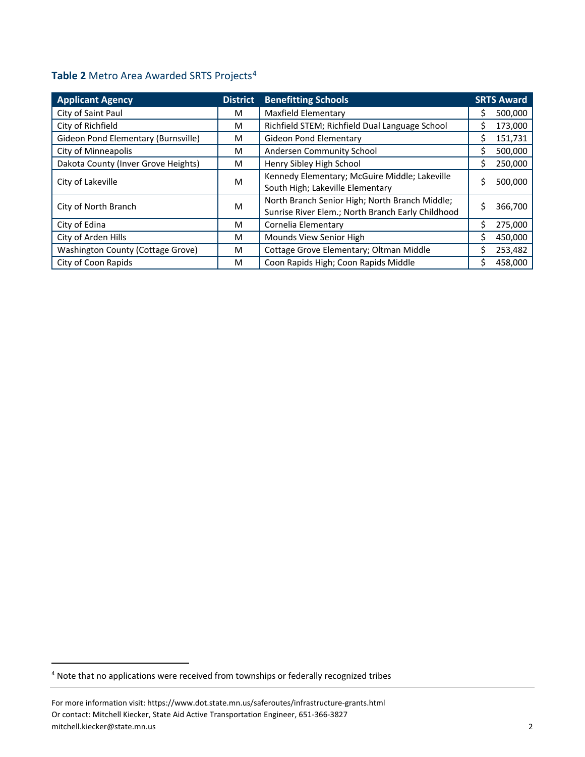**Table 2** Metro Area Awarded SRTS Projects[4]

| Applicant Agency | District | Benefitting Schools | SRTS Award |
|---|---|---|---|
| City of Saint Paul | M | Maxfield Elementary | $ 500,000 |
| City of Richfield | M | Richfield STEM; Richfield Dual Language School | $ 173,000 |
| Gideon Pond Elementary (Burnsville) | M | Gideon Pond Elementary | $ 151,731 |
| City of Minneapolis | M | Andersen Community School | $ 500,000 |
| Dakota County (Inver Grove Heights) | M | Henry Sibley High School | $ 250,000 |
| City of Lakeville | M | Kennedy Elementary; McGuire Middle; Lakeville South High; Lakeville Elementary | $ 500,000 |
| City of North Branch | M | North Branch Senior High; North Branch Middle; Sunrise River Elem.; North Branch Early Childhood | $ 366,700 |
| City of Edina | M | Cornelia Elementary | $ 275,000 |
| City of Arden Hills | M | Mounds View Senior High | $ 450,000 |
| Washington County (Cottage Grove) | M | Cottage Grove Elementary; Oltman Middle | $ 253,482 |
| City of Coon Rapids | M | Coon Rapids High; Coon Rapids Middle | $ 458,000 |

[4] Note that no applications were received from townships or federally recognized tribes

For more information visit: https://www.dot.state.mn.us/saferoutes/infrastructure-grants.html
Or contact: Mitchell Kiecker, State Aid Active Transportation Engineer, 651-366-3827
mitchell.kiecker@state.mn.us